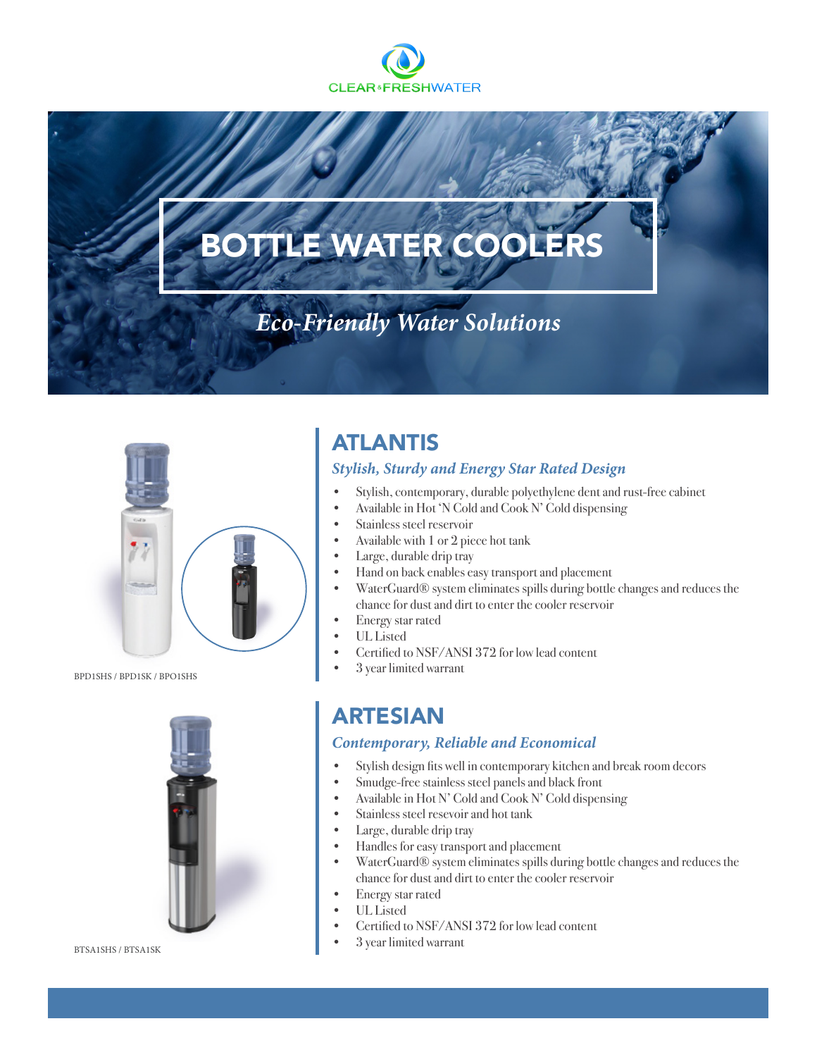CLEAR & FRESHWATER

# BOTTLE WATER COOLERS

*Eco-Friendly Water Solutions*

BPD1SHS / BPD1SK / BPO1SHS

## ATLANTIS

### *Stylish, Sturdy and Energy Star Rated Design*

- Stylish, contemporary, durable polyethylene dent and rust-free cabinet
- Available in Hot 'N Cold and Cook N' Cold dispensing
- Stainless steel reservoir
- Available with 1 or 2 piece hot tank
- Large, durable drip tray
- Hand on back enables easy transport and placement
- WaterGuard® system eliminates spills during bottle changes and reduces the chance for dust and dirt to enter the cooler reservoir
- Energy star rated
- UL Listed
- Certified to NSF/ANSI 372 for low lead content
- 3 year limited warrant

BTSA1SHS / BTSA1SK

## ARTESIAN

### *Contemporary, Reliable and Economical*

- Stylish design fits well in contemporary kitchen and break room decors
- Smudge-free stainless steel panels and black front
- Available in Hot N' Cold and Cook N' Cold dispensing
- Stainless steel resevoir and hot tank
- Large, durable drip tray
- Handles for easy transport and placement
- WaterGuard® system eliminates spills during bottle changes and reduces the chance for dust and dirt to enter the cooler reservoir
- Energy star rated
- UL Listed
- Certified to NSF/ANSI 372 for low lead content
- 3 year limited warrant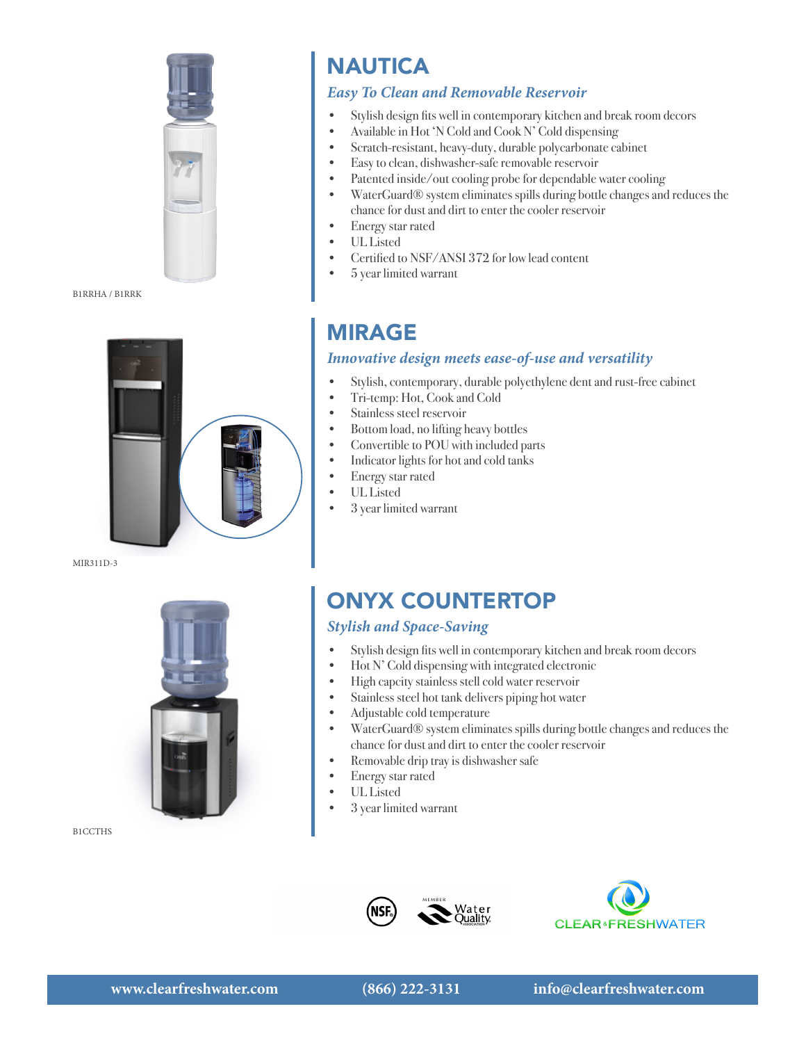B1RRHA / B1RRK

## NAUTICA

### *Easy To Clean and Removable Reservoir*

- Stylish design fits well in contemporary kitchen and break room decors
- Available in Hot 'N Cold and Cook N' Cold dispensing
- Scratch-resistant, heavy-duty, durable polycarbonate cabinet
- Easy to clean, dishwasher-safe removable reservoir
- Patented inside/out cooling probe for dependable water cooling
- WaterGuard® system eliminates spills during bottle changes and reduces the chance for dust and dirt to enter the cooler reservoir
- Energy star rated
- UL Listed
- Certified to NSF/ANSI 372 for low lead content
- 5 year limited warrant

MIR311D-3

## MIRAGE

### *Innovative design meets ease-of-use and versatility*

- Stylish, contemporary, durable polyethylene dent and rust-free cabinet
- Tri-temp: Hot, Cook and Cold
- Stainless steel reservoir
- Bottom load, no lifting heavy bottles
- Convertible to POU with included parts
- Indicator lights for hot and cold tanks
- Energy star rated
- UL Listed
- 3 year limited warrant

B1CCTHS

## ONYX COUNTERTOP

### *Stylish and Space-Saving*

- Stylish design fits well in contemporary kitchen and break room decors
- Hot N' Cold dispensing with integrated electronic
- High capcity stainless stell cold water reservoir
- Stainless steel hot tank delivers piping hot water
- Adjustable cold temperature
- WaterGuard® system eliminates spills during bottle changes and reduces the chance for dust and dirt to enter the cooler reservoir
- Removable drip tray is dishwasher safe
- Energy star rated
- UL Listed
- 3 year limited warrant

NSF | MEMBER Water Quality Association | CLEAR & FRESHWATER

www.clearfreshwater.com | (866) 222-3131 | info@clearfreshwater.com